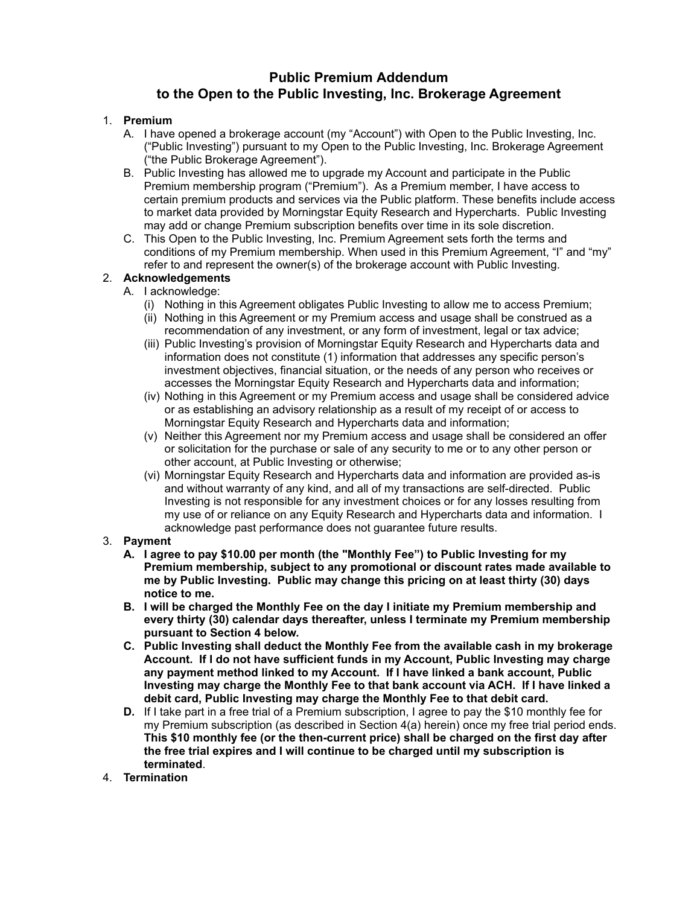# Public Premium Addendum
# to the Open to the Public Investing, Inc. Brokerage Agreement

1. **Premium**
   A. I have opened a brokerage account (my "Account") with Open to the Public Investing, Inc. ("Public Investing") pursuant to my Open to the Public Investing, Inc. Brokerage Agreement ("the Public Brokerage Agreement").
   B. Public Investing has allowed me to upgrade my Account and participate in the Public Premium membership program ("Premium"). As a Premium member, I have access to certain premium products and services via the Public platform. These benefits include access to market data provided by Morningstar Equity Research and Hypercharts. Public Investing may add or change Premium subscription benefits over time in its sole discretion.
   C. This Open to the Public Investing, Inc. Premium Agreement sets forth the terms and conditions of my Premium membership. When used in this Premium Agreement, "I" and "my" refer to and represent the owner(s) of the brokerage account with Public Investing.
2. **Acknowledgements**
   A. I acknowledge:
      (i) Nothing in this Agreement obligates Public Investing to allow me to access Premium;
      (ii) Nothing in this Agreement or my Premium access and usage shall be construed as a recommendation of any investment, or any form of investment, legal or tax advice;
      (iii) Public Investing's provision of Morningstar Equity Research and Hypercharts data and information does not constitute (1) information that addresses any specific person's investment objectives, financial situation, or the needs of any person who receives or accesses the Morningstar Equity Research and Hypercharts data and information;
      (iv) Nothing in this Agreement or my Premium access and usage shall be considered advice or as establishing an advisory relationship as a result of my receipt of or access to Morningstar Equity Research and Hypercharts data and information;
      (v) Neither this Agreement nor my Premium access and usage shall be considered an offer or solicitation for the purchase or sale of any security to me or to any other person or other account, at Public Investing or otherwise;
      (vi) Morningstar Equity Research and Hypercharts data and information are provided as-is and without warranty of any kind, and all of my transactions are self-directed. Public Investing is not responsible for any investment choices or for any losses resulting from my use of or reliance on any Equity Research and Hypercharts data and information. I acknowledge past performance does not guarantee future results.
3. **Payment**
   **A. I agree to pay $10.00 per month (the "Monthly Fee") to Public Investing for my Premium membership, subject to any promotional or discount rates made available to me by Public Investing. Public may change this pricing on at least thirty (30) days notice to me.**
   **B. I will be charged the Monthly Fee on the day I initiate my Premium membership and every thirty (30) calendar days thereafter, unless I terminate my Premium membership pursuant to Section 4 below.**
   **C. Public Investing shall deduct the Monthly Fee from the available cash in my brokerage Account. If I do not have sufficient funds in my Account, Public Investing may charge any payment method linked to my Account. If I have linked a bank account, Public Investing may charge the Monthly Fee to that bank account via ACH. If I have linked a debit card, Public Investing may charge the Monthly Fee to that debit card.**
   **D.** If I take part in a free trial of a Premium subscription, I agree to pay the $10 monthly fee for my Premium subscription (as described in Section 4(a) herein) once my free trial period ends. **This $10 monthly fee (or the then-current price) shall be charged on the first day after the free trial expires and I will continue to be charged until my subscription is terminated**.
4. **Termination**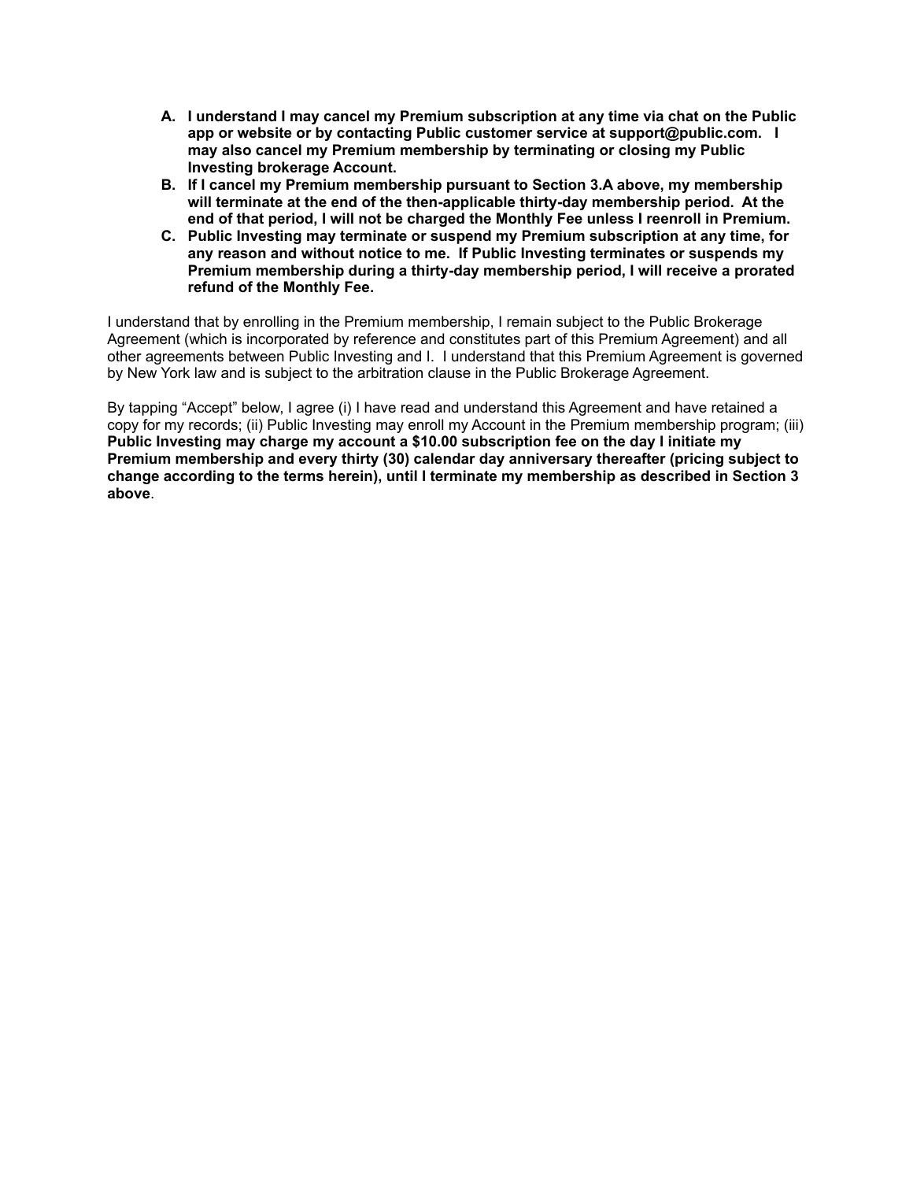A. **I understand I may cancel my Premium subscription at any time via chat on the Public app or website or by contacting Public customer service at support@public.com. I may also cancel my Premium membership by terminating or closing my Public Investing brokerage Account.**
B. **If I cancel my Premium membership pursuant to Section 3.A above, my membership will terminate at the end of the then-applicable thirty-day membership period. At the end of that period, I will not be charged the Monthly Fee unless I reenroll in Premium.**
C. **Public Investing may terminate or suspend my Premium subscription at any time, for any reason and without notice to me. If Public Investing terminates or suspends my Premium membership during a thirty-day membership period, I will receive a prorated refund of the Monthly Fee.**

I understand that by enrolling in the Premium membership, I remain subject to the Public Brokerage Agreement (which is incorporated by reference and constitutes part of this Premium Agreement) and all other agreements between Public Investing and I. I understand that this Premium Agreement is governed by New York law and is subject to the arbitration clause in the Public Brokerage Agreement.

By tapping "Accept" below, I agree (i) I have read and understand this Agreement and have retained a copy for my records; (ii) Public Investing may enroll my Account in the Premium membership program; (iii) **Public Investing may charge my account a $10.00 subscription fee on the day I initiate my Premium membership and every thirty (30) calendar day anniversary thereafter (pricing subject to change according to the terms herein), until I terminate my membership as described in Section 3 above**.